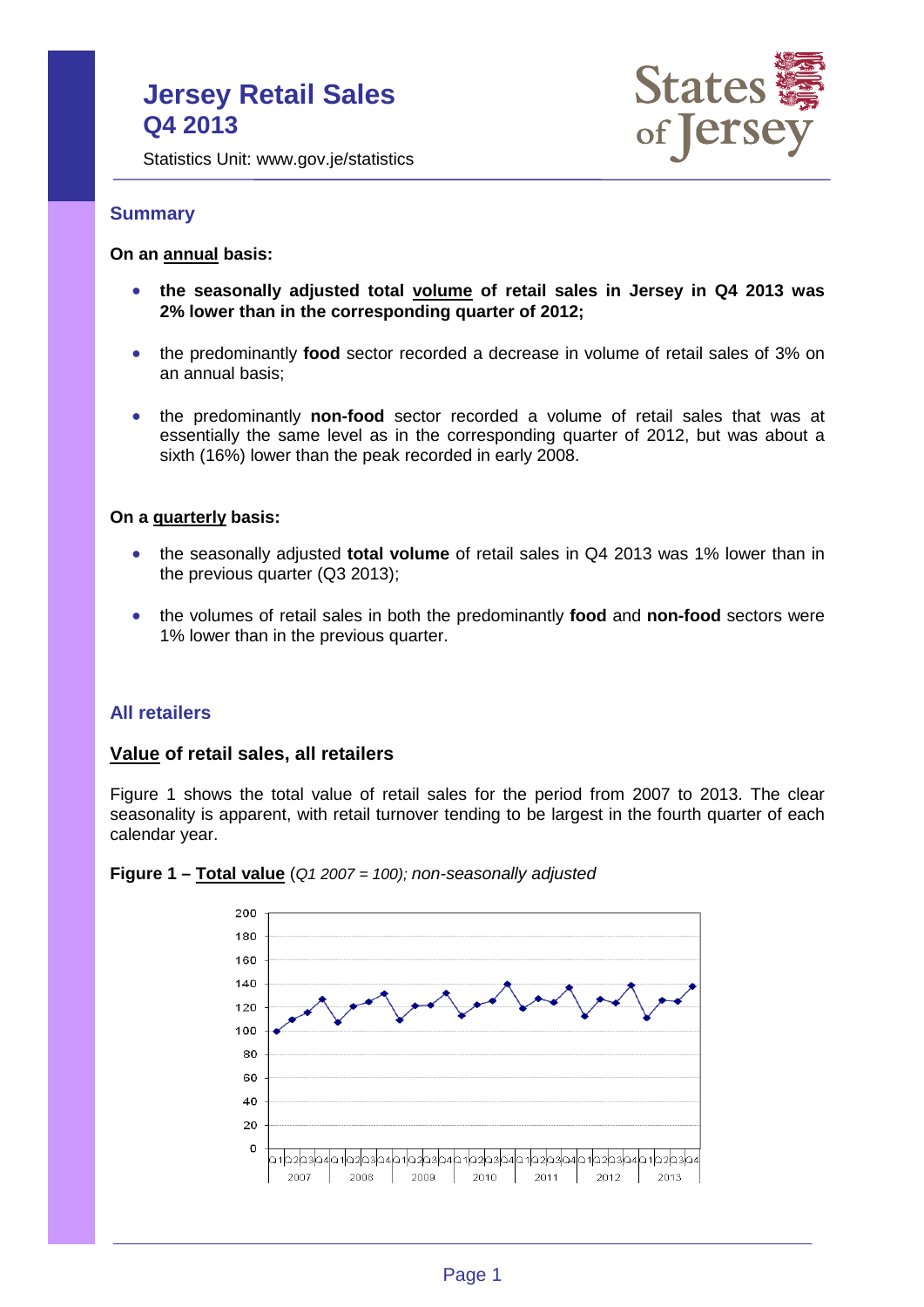# Jersey Retail Sales Q4 2013

Statistics Unit: www.gov.je/statistics

## Summary

**On an annual basis:**

- **the seasonally adjusted total volume of retail sales in Jersey in Q4 2013 was 2% lower than in the corresponding quarter of 2012;**
- the predominantly **food** sector recorded a decrease in volume of retail sales of 3% on an annual basis;
- the predominantly **non-food** sector recorded a volume of retail sales that was at essentially the same level as in the corresponding quarter of 2012, but was about a sixth (16%) lower than the peak recorded in early 2008.

**On a quarterly basis:**

- the seasonally adjusted **total volume** of retail sales in Q4 2013 was 1% lower than in the previous quarter (Q3 2013);
- the volumes of retail sales in both the predominantly **food** and **non-food** sectors were 1% lower than in the previous quarter.

## All retailers

### Value of retail sales, all retailers

Figure 1 shows the total value of retail sales for the period from 2007 to 2013. The clear seasonality is apparent, with retail turnover tending to be largest in the fourth quarter of each calendar year.

**Figure 1 – Total value** (*Q1 2007 = 100); non-seasonally adjusted*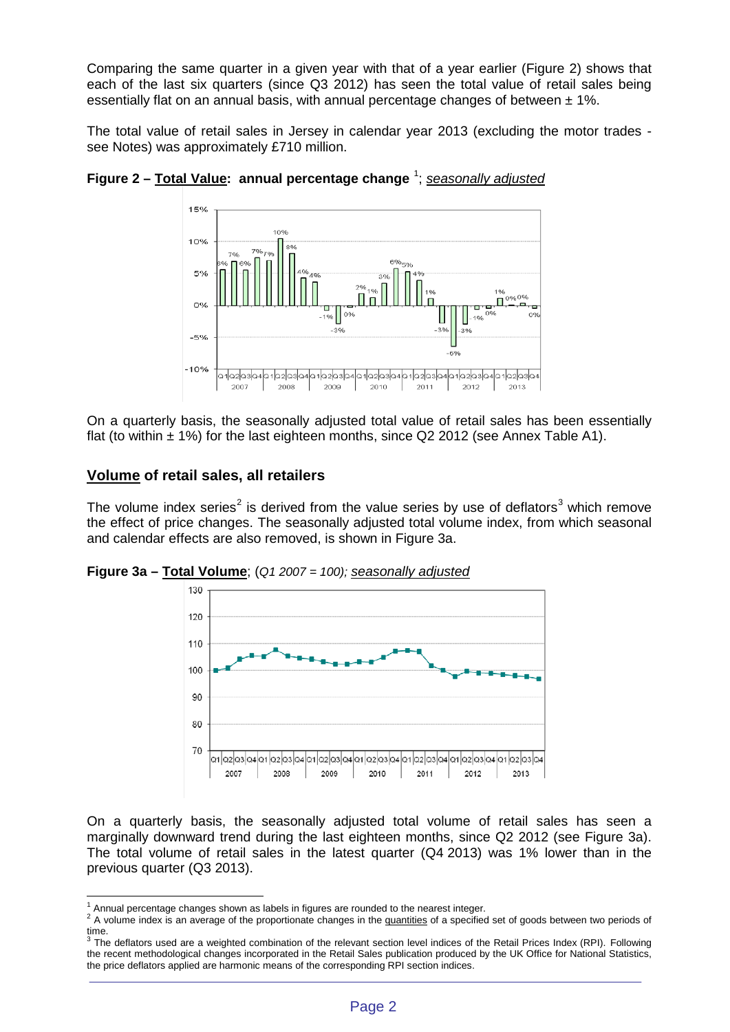Comparing the same quarter in a given year with that of a year earlier (Figure 2) shows that each of the last six quarters (since Q3 2012) has seen the total value of retail sales being essentially flat on an annual basis, with annual percentage changes of between ± 1%.

The total value of retail sales in Jersey in calendar year 2013 (excluding the motor trades - see Notes) was approximately £710 million.

**Figure 2 – Total Value: annual percentage change** [1]; *seasonally adjusted*

15%
10%
5%
0%
-5%
-10%

6% 7% 6% 7% 7% 10% 8% 4% 4% -1% -3% 0% 2% 1% 3% 6% 5% 4% 1% -3% -6% -3% -1% 0% 1% 0% 0% 0%

Q1 Q2 Q3 Q4 Q1 Q2 Q3 Q4 Q1 Q2 Q3 Q4 Q1 Q2 Q3 Q4 Q1 Q2 Q3 Q4 Q1 Q2 Q3 Q4 Q1 Q2 Q3 Q4
2007 2008 2009 2010 2011 2012 2013

On a quarterly basis, the seasonally adjusted total value of retail sales has been essentially flat (to within ± 1%) for the last eighteen months, since Q2 2012 (see Annex Table A1).

## Volume of retail sales, all retailers

The volume index series[2] is derived from the value series by use of deflators[3] which remove the effect of price changes. The seasonally adjusted total volume index, from which seasonal and calendar effects are also removed, is shown in Figure 3a.

**Figure 3a – Total Volume**; (*Q1 2007 = 100); seasonally adjusted*

130
120
110
100
90
80
70

Q1 Q2 Q3 Q4 Q1 Q2 Q3 Q4 Q1 Q2 Q3 Q4 Q1 Q2 Q3 Q4 Q1 Q2 Q3 Q4 Q1 Q2 Q3 Q4 Q1 Q2 Q3 Q4
2007 2008 2009 2010 2011 2012 2013

On a quarterly basis, the seasonally adjusted total volume of retail sales has seen a marginally downward trend during the last eighteen months, since Q2 2012 (see Figure 3a). The total volume of retail sales in the latest quarter (Q4 2013) was 1% lower than in the previous quarter (Q3 2013).

[1] Annual percentage changes shown as labels in figures are rounded to the nearest integer.

[2] A volume index is an average of the proportionate changes in the quantities of a specified set of goods between two periods of time.

[3] The deflators used are a weighted combination of the relevant section level indices of the Retail Prices Index (RPI). Following the recent methodological changes incorporated in the Retail Sales publication produced by the UK Office for National Statistics, the price deflators applied are harmonic means of the corresponding RPI section indices.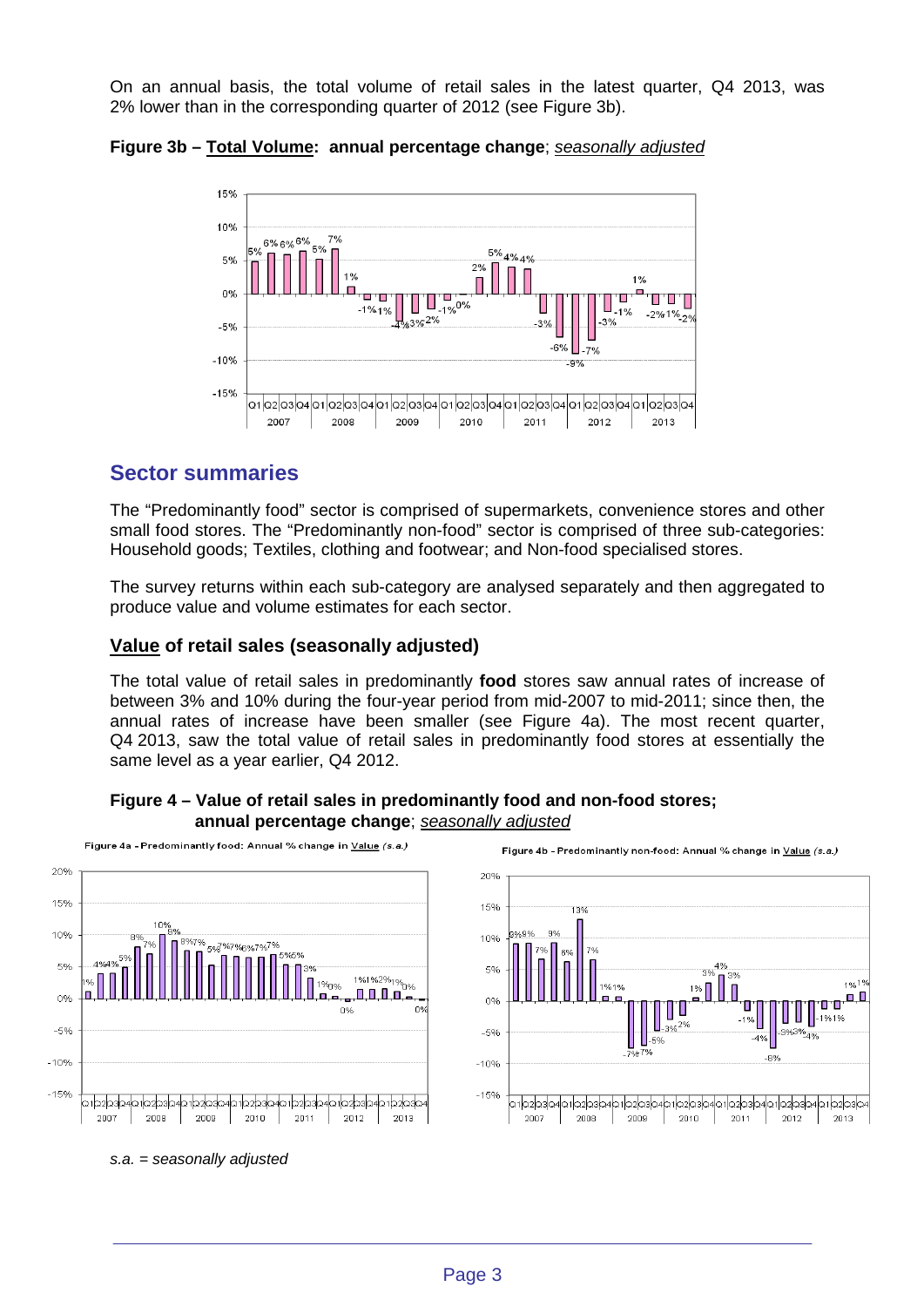On an annual basis, the total volume of retail sales in the latest quarter, Q4 2013, was 2% lower than in the corresponding quarter of 2012 (see Figure 3b).

**Figure 3b – Total Volume: annual percentage change**; *seasonally adjusted*

15%
10%
5%
0%
-5%
-10%
-15%

5% 6% 6% 6% 5% 7% 1% -1% -1% -4% -3% -2% -1% 0% 2% 5% 4% 4% -3% -6% -9% -7% -3% -1% 1% -2% -1% -2%

Q1 Q2 Q3 Q4 Q1 Q2 Q3 Q4 Q1 Q2 Q3 Q4 Q1 Q2 Q3 Q4 Q1 Q2 Q3 Q4 Q1 Q2 Q3 Q4 Q1 Q2 Q3 Q4

2007 2008 2009 2010 2011 2012 2013

## Sector summaries

The "Predominantly food" sector is comprised of supermarkets, convenience stores and other small food stores. The "Predominantly non-food" sector is comprised of three sub-categories: Household goods; Textiles, clothing and footwear; and Non-food specialised stores.

The survey returns within each sub-category are analysed separately and then aggregated to produce value and volume estimates for each sector.

### Value of retail sales (seasonally adjusted)

The total value of retail sales in predominantly **food** stores saw annual rates of increase of between 3% and 10% during the four-year period from mid-2007 to mid-2011; since then, the annual rates of increase have been smaller (see Figure 4a). The most recent quarter, Q4 2013, saw the total value of retail sales in predominantly food stores at essentially the same level as a year earlier, Q4 2012.

**Figure 4 – Value of retail sales in predominantly food and non-food stores; annual percentage change**; *seasonally adjusted*

Figure 4a - Predominantly food: Annual % change in Value (s.a.)

20%
15%
10%
5%
0%
-5%
-10%
-15%

1% 4% 4% 5% 8% 7% 10% 9% 8% 7% 5% 7% 7% 6% 7% 7% 5% 5% 3% 1% 0% 0% 1% 1% 2% 1% 0% 0%

Q1 Q2 Q3 Q4 Q1 Q2 Q3 Q4 Q1 Q2 Q3 Q4 Q1 Q2 Q3 Q4 Q1 Q2 Q3 Q4 Q1 Q2 Q3 Q4 Q1 Q2 Q3 Q4

2007 2008 2009 2010 2011 2012 2013

Figure 4b - Predominantly non-food: Annual % change in Value (s.a.)

20%
15%
10%
5%
0%
-5%
-10%
-15%

9% 9% 7% 9% 6% 13% 7% 1% 1% -7% -7% -5% -3% -2% 1% 3% 4% 3% -1% -4% -8% -3% -3% -4% -1% -1% 1% 1%

Q1 Q2 Q3 Q4 Q1 Q2 Q3 Q4 Q1 Q2 Q3 Q4 Q1 Q2 Q3 Q4 Q1 Q2 Q3 Q4 Q1 Q2 Q3 Q4 Q1 Q2 Q3 Q4

2007 2008 2009 2010 2011 2012 2013

*s.a. = seasonally adjusted*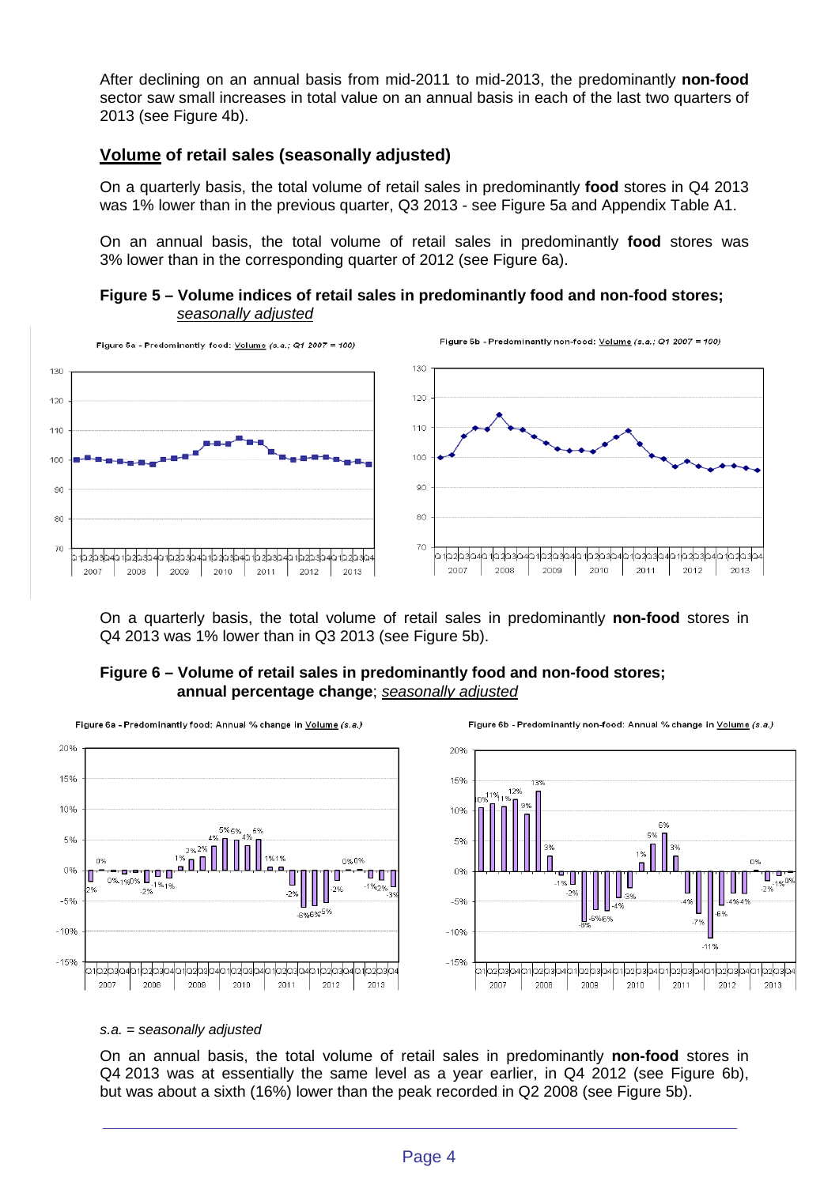After declining on an annual basis from mid-2011 to mid-2013, the predominantly **non-food** sector saw small increases in total value on an annual basis in each of the last two quarters of 2013 (see Figure 4b).

## **Volume** of retail sales (seasonally adjusted)

On a quarterly basis, the total volume of retail sales in predominantly **food** stores in Q4 2013 was 1% lower than in the previous quarter, Q3 2013 - see Figure 5a and Appendix Table A1.

On an annual basis, the total volume of retail sales in predominantly **food** stores was 3% lower than in the corresponding quarter of 2012 (see Figure 6a).

**Figure 5 – Volume indices of retail sales in predominantly food and non-food stores;** *seasonally adjusted*

Figure 5a - Predominantly food: Volume (s.a.; Q1 2007 = 100)

Figure 5b - Predominantly non-food: Volume (s.a.; Q1 2007 = 100)

On a quarterly basis, the total volume of retail sales in predominantly **non-food** stores in Q4 2013 was 1% lower than in Q3 2013 (see Figure 5b).

**Figure 6 – Volume of retail sales in predominantly food and non-food stores; annual percentage change**; *seasonally adjusted*

Figure 6a - Predominantly food: Annual % change in Volume (s.a.)

Figure 6b - Predominantly non-food: Annual % change in Volume (s.a.)

*s.a. = seasonally adjusted*

On an annual basis, the total volume of retail sales in predominantly **non-food** stores in Q4 2013 was at essentially the same level as a year earlier, in Q4 2012 (see Figure 6b), but was about a sixth (16%) lower than the peak recorded in Q2 2008 (see Figure 5b).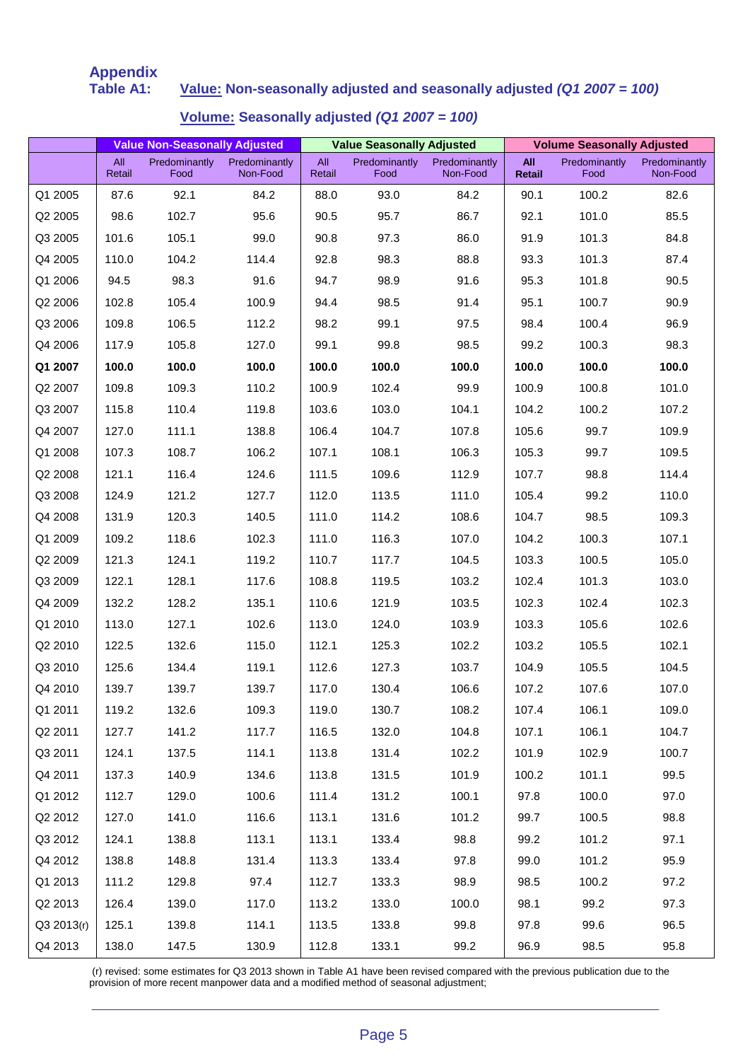## Appendix

### Table A1: Value: Non-seasonally adjusted and seasonally adjusted *(Q1 2007 = 100)*

### Volume: Seasonally adjusted *(Q1 2007 = 100)*

| | Value Non-Seasonally Adjusted | | | Value Seasonally Adjusted | | | Volume Seasonally Adjusted | | |
|---|---|---|---|---|---|---|---|---|---|
| | All Retail | Predominantly Food | Predominantly Non-Food | All Retail | Predominantly Food | Predominantly Non-Food | **All Retail** | Predominantly Food | Predominantly Non-Food |
| Q1 2005 | 87.6 | 92.1 | 84.2 | 88.0 | 93.0 | 84.2 | 90.1 | 100.2 | 82.6 |
| Q2 2005 | 98.6 | 102.7 | 95.6 | 90.5 | 95.7 | 86.7 | 92.1 | 101.0 | 85.5 |
| Q3 2005 | 101.6 | 105.1 | 99.0 | 90.8 | 97.3 | 86.0 | 91.9 | 101.3 | 84.8 |
| Q4 2005 | 110.0 | 104.2 | 114.4 | 92.8 | 98.3 | 88.8 | 93.3 | 101.3 | 87.4 |
| Q1 2006 | 94.5 | 98.3 | 91.6 | 94.7 | 98.9 | 91.6 | 95.3 | 101.8 | 90.5 |
| Q2 2006 | 102.8 | 105.4 | 100.9 | 94.4 | 98.5 | 91.4 | 95.1 | 100.7 | 90.9 |
| Q3 2006 | 109.8 | 106.5 | 112.2 | 98.2 | 99.1 | 97.5 | 98.4 | 100.4 | 96.9 |
| Q4 2006 | 117.9 | 105.8 | 127.0 | 99.1 | 99.8 | 98.5 | 99.2 | 100.3 | 98.3 |
| **Q1 2007** | **100.0** | **100.0** | **100.0** | **100.0** | **100.0** | **100.0** | **100.0** | **100.0** | **100.0** |
| Q2 2007 | 109.8 | 109.3 | 110.2 | 100.9 | 102.4 | 99.9 | 100.9 | 100.8 | 101.0 |
| Q3 2007 | 115.8 | 110.4 | 119.8 | 103.6 | 103.0 | 104.1 | 104.2 | 100.2 | 107.2 |
| Q4 2007 | 127.0 | 111.1 | 138.8 | 106.4 | 104.7 | 107.8 | 105.6 | 99.7 | 109.9 |
| Q1 2008 | 107.3 | 108.7 | 106.2 | 107.1 | 108.1 | 106.3 | 105.3 | 99.7 | 109.5 |
| Q2 2008 | 121.1 | 116.4 | 124.6 | 111.5 | 109.6 | 112.9 | 107.7 | 98.8 | 114.4 |
| Q3 2008 | 124.9 | 121.2 | 127.7 | 112.0 | 113.5 | 111.0 | 105.4 | 99.2 | 110.0 |
| Q4 2008 | 131.9 | 120.3 | 140.5 | 111.0 | 114.2 | 108.6 | 104.7 | 98.5 | 109.3 |
| Q1 2009 | 109.2 | 118.6 | 102.3 | 111.0 | 116.3 | 107.0 | 104.2 | 100.3 | 107.1 |
| Q2 2009 | 121.3 | 124.1 | 119.2 | 110.7 | 117.7 | 104.5 | 103.3 | 100.5 | 105.0 |
| Q3 2009 | 122.1 | 128.1 | 117.6 | 108.8 | 119.5 | 103.2 | 102.4 | 101.3 | 103.0 |
| Q4 2009 | 132.2 | 128.2 | 135.1 | 110.6 | 121.9 | 103.5 | 102.3 | 102.4 | 102.3 |
| Q1 2010 | 113.0 | 127.1 | 102.6 | 113.0 | 124.0 | 103.9 | 103.3 | 105.6 | 102.6 |
| Q2 2010 | 122.5 | 132.6 | 115.0 | 112.1 | 125.3 | 102.2 | 103.2 | 105.5 | 102.1 |
| Q3 2010 | 125.6 | 134.4 | 119.1 | 112.6 | 127.3 | 103.7 | 104.9 | 105.5 | 104.5 |
| Q4 2010 | 139.7 | 139.7 | 139.7 | 117.0 | 130.4 | 106.6 | 107.2 | 107.6 | 107.0 |
| Q1 2011 | 119.2 | 132.6 | 109.3 | 119.0 | 130.7 | 108.2 | 107.4 | 106.1 | 109.0 |
| Q2 2011 | 127.7 | 141.2 | 117.7 | 116.5 | 132.0 | 104.8 | 107.1 | 106.1 | 104.7 |
| Q3 2011 | 124.1 | 137.5 | 114.1 | 113.8 | 131.4 | 102.2 | 101.9 | 102.9 | 100.7 |
| Q4 2011 | 137.3 | 140.9 | 134.6 | 113.8 | 131.5 | 101.9 | 100.2 | 101.1 | 99.5 |
| Q1 2012 | 112.7 | 129.0 | 100.6 | 111.4 | 131.2 | 100.1 | 97.8 | 100.0 | 97.0 |
| Q2 2012 | 127.0 | 141.0 | 116.6 | 113.1 | 131.6 | 101.2 | 99.7 | 100.5 | 98.8 |
| Q3 2012 | 124.1 | 138.8 | 113.1 | 113.1 | 133.4 | 98.8 | 99.2 | 101.2 | 97.1 |
| Q4 2012 | 138.8 | 148.8 | 131.4 | 113.3 | 133.4 | 97.8 | 99.0 | 101.2 | 95.9 |
| Q1 2013 | 111.2 | 129.8 | 97.4 | 112.7 | 133.3 | 98.9 | 98.5 | 100.2 | 97.2 |
| Q2 2013 | 126.4 | 139.0 | 117.0 | 113.2 | 133.0 | 100.0 | 98.1 | 99.2 | 97.3 |
| Q3 2013(r) | 125.1 | 139.8 | 114.1 | 113.5 | 133.8 | 99.8 | 97.8 | 99.6 | 96.5 |
| Q4 2013 | 138.0 | 147.5 | 130.9 | 112.8 | 133.1 | 99.2 | 96.9 | 98.5 | 95.8 |

(r) revised: some estimates for Q3 2013 shown in Table A1 have been revised compared with the previous publication due to the provision of more recent manpower data and a modified method of seasonal adjustment;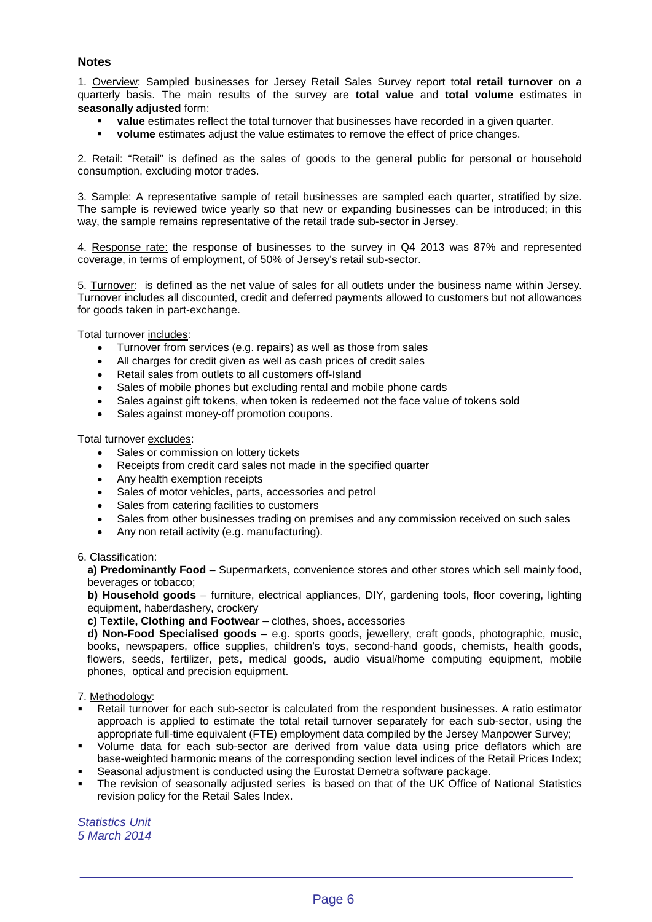## Notes

1. Overview: Sampled businesses for Jersey Retail Sales Survey report total **retail turnover** on a quarterly basis. The main results of the survey are **total value** and **total volume** estimates in **seasonally adjusted** form:

- **value** estimates reflect the total turnover that businesses have recorded in a given quarter.
- **volume** estimates adjust the value estimates to remove the effect of price changes.

2. Retail: "Retail" is defined as the sales of goods to the general public for personal or household consumption, excluding motor trades.

3. Sample: A representative sample of retail businesses are sampled each quarter, stratified by size. The sample is reviewed twice yearly so that new or expanding businesses can be introduced; in this way, the sample remains representative of the retail trade sub-sector in Jersey.

4. Response rate: the response of businesses to the survey in Q4 2013 was 87% and represented coverage, in terms of employment, of 50% of Jersey's retail sub-sector.

5. Turnover: is defined as the net value of sales for all outlets under the business name within Jersey. Turnover includes all discounted, credit and deferred payments allowed to customers but not allowances for goods taken in part-exchange.

Total turnover includes:

- Turnover from services (e.g. repairs) as well as those from sales
- All charges for credit given as well as cash prices of credit sales
- Retail sales from outlets to all customers off-Island
- Sales of mobile phones but excluding rental and mobile phone cards
- Sales against gift tokens, when token is redeemed not the face value of tokens sold
- Sales against money-off promotion coupons.

Total turnover excludes:

- Sales or commission on lottery tickets
- Receipts from credit card sales not made in the specified quarter
- Any health exemption receipts
- Sales of motor vehicles, parts, accessories and petrol
- Sales from catering facilities to customers
- Sales from other businesses trading on premises and any commission received on such sales
- Any non retail activity (e.g. manufacturing).

6. Classification:

**a) Predominantly Food** – Supermarkets, convenience stores and other stores which sell mainly food, beverages or tobacco;

**b) Household goods** – furniture, electrical appliances, DIY, gardening tools, floor covering, lighting equipment, haberdashery, crockery

**c) Textile, Clothing and Footwear** – clothes, shoes, accessories

**d) Non-Food Specialised goods** – e.g. sports goods, jewellery, craft goods, photographic, music, books, newspapers, office supplies, children's toys, second-hand goods, chemists, health goods, flowers, seeds, fertilizer, pets, medical goods, audio visual/home computing equipment, mobile phones, optical and precision equipment.

7. Methodology:

- Retail turnover for each sub-sector is calculated from the respondent businesses. A ratio estimator approach is applied to estimate the total retail turnover separately for each sub-sector, using the appropriate full-time equivalent (FTE) employment data compiled by the Jersey Manpower Survey;
- Volume data for each sub-sector are derived from value data using price deflators which are base-weighted harmonic means of the corresponding section level indices of the Retail Prices Index;
- Seasonal adjustment is conducted using the Eurostat Demetra software package.
- The revision of seasonally adjusted series is based on that of the UK Office of National Statistics revision policy for the Retail Sales Index.

*Statistics Unit*
*5 March 2014*